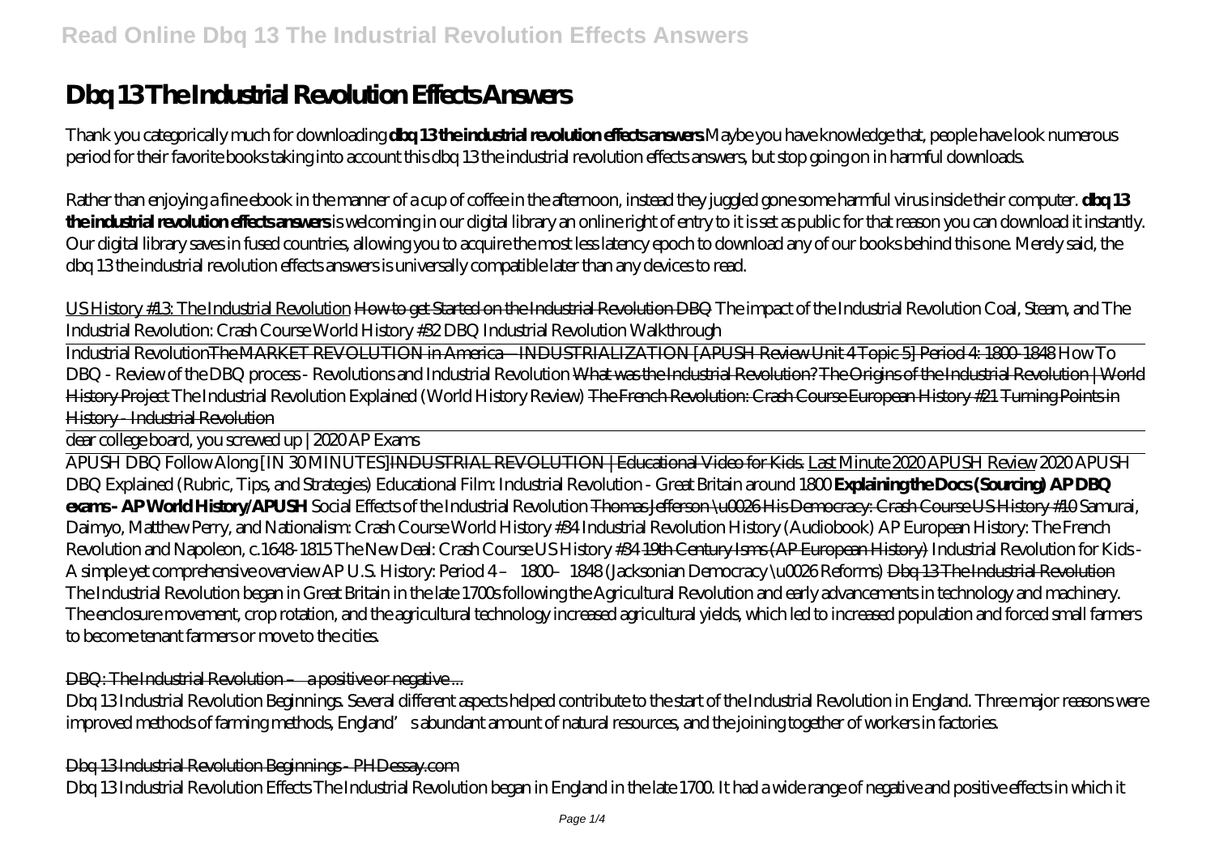# Dbq 13 The Industrial Revolution Effects Answers

Thank you categorically much for downloading **dbq 13 the industrial revolution effects answers**.Maybe you have knowledge that, people have look numerous period for their favorite books taking into account this dbq 13 the industrial revolution effects answers, but stop going on in harmful downloads.

Rather than enjoying a fine ebook in the manner of a cup of coffee in the afternoon, instead they juggled gone some harmful virus inside their computer. **dbq 13 the industrial revolution effects answers** is welcoming in our digital library an online right of entry to it is set as public for that reason you can download it instantly. Our digital library saves in fused countries, allowing you to acquire the most less latency epoch to download any of our books behind this one. Merely said, the dbq 13 the industrial revolution effects answers is universally compatible later than any devices to read.

US History #13: The Industrial Revolution How to get Started on the Industrial Revolution DBQ *The impact of the Industrial Revolution* Coal, Steam, and The Industrial Revolution: Crash Course World History #32 DBQ Industrial Revolution Walkthrough

Industrial RevolutionThe MARKET REVOLUTION in America—INDUSTRIALIZATION [APUSH Review Unit 4 Topic 5] Period 4: 1800-1848 *How To DBQ - Review of the DBQ process - Revolutions and Industrial Revolution* What was the Industrial Revolution? The Origins of the Industrial Revolution | World History Project *The Industrial Revolution Explained (World History Review)* The French Revolution: Crash Course European History #21 Turning Points in History - Industrial Revolution

dear college board, you screwed up | 2020 AP Exams

APUSH DBQ Follow Along [IN 30 MINUTES]INDUSTRIAL REVOLUTION | Educational Video for Kids. Last Minute 2020 APUSH Review *2020 APUSH DBQ Explained (Rubric, Tips, and Strategies)* *Educational Film: Industrial Revolution - Great Britain around 1800* **Explaining the Docs (Sourcing) AP DBQ exams - AP World History/APUSH** *Social Effects of the Industrial Revolution* Thomas Jefferson \u0026 His Democracy: Crash Course US History #10 *Samurai, Daimyo, Matthew Perry, and Nationalism: Crash Course World History #34* *Industrial Revolution History (Audiobook)* *AP European History: The French Revolution and Napoleon, c.1648-1815* *The New Deal: Crash Course US History #34* 19th Century Isms (AP European History) *Industrial Revolution for Kids - A simple yet comprehensive overview* *AP U.S. History: Period 4 – 1800–1848 (Jacksonian Democracy \u0026 Reforms)* Dbq 13 The Industrial Revolution

The Industrial Revolution began in Great Britain in the late 1700s following the Agricultural Revolution and early advancements in technology and machinery. The enclosure movement, crop rotation, and the agricultural technology increased agricultural yields, which led to increased population and forced small farmers to become tenant farmers or move to the cities.

## DBQ: The Industrial Revolution – a positive or negative ...

Dbq 13 Industrial Revolution Beginnings. Several different aspects helped contribute to the start of the Industrial Revolution in England. Three major reasons were improved methods of farming methods, England's abundant amount of natural resources, and the joining together of workers in factories.

## Dbq 13 Industrial Revolution Beginnings - PHDessay.com

Dbq 13 Industrial Revolution Effects The Industrial Revolution began in England in the late 1700. It had a wide range of negative and positive effects in which it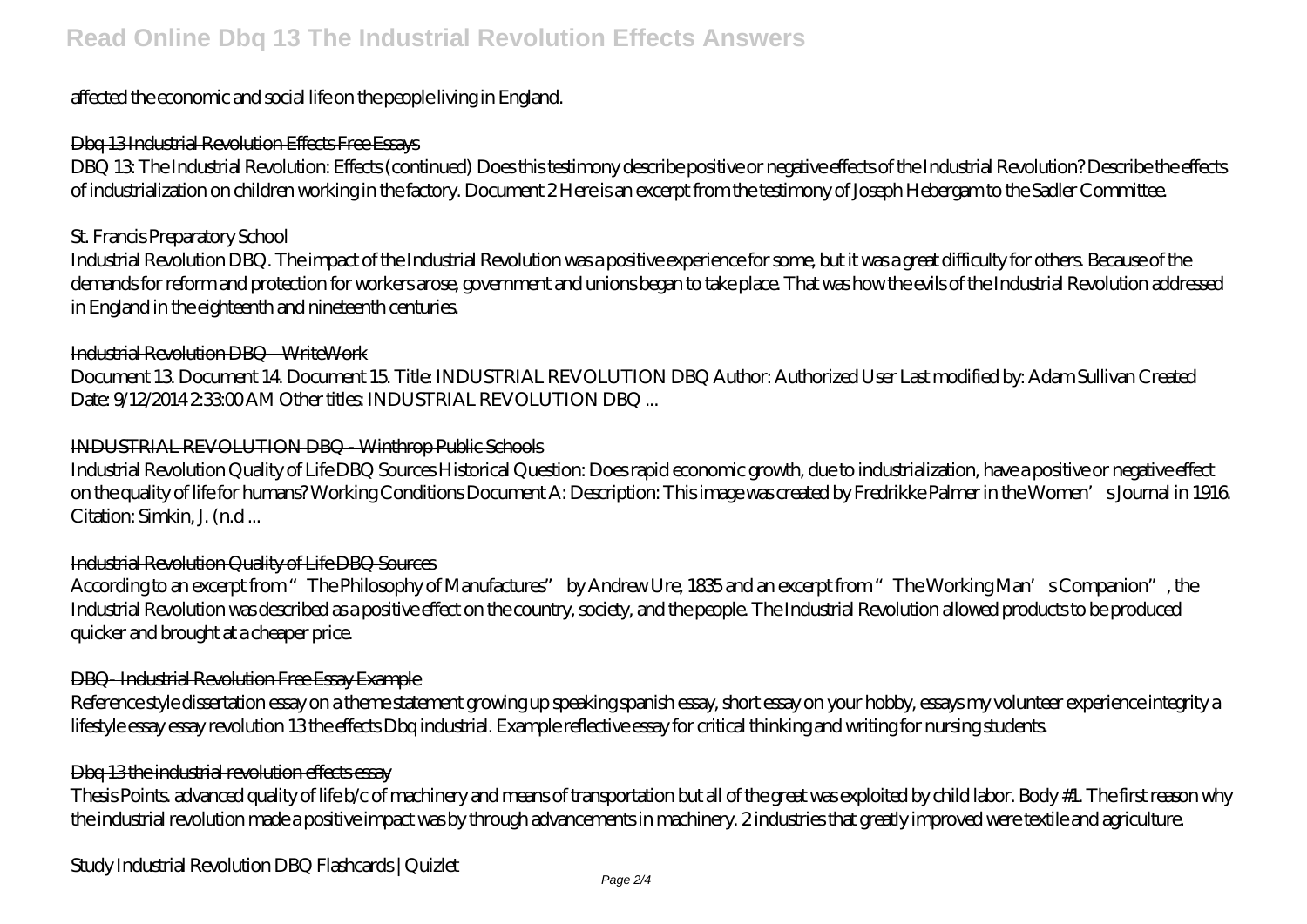affected the economic and social life on the people living in England.

### Dbq 13 Industrial Revolution Effects Free Essays

DBQ 13: The Industrial Revolution: Effects (continued) Does this testimony describe positive or negative effects of the Industrial Revolution? Describe the effects of industrialization on children working in the factory. Document 2 Here is an excerpt from the testimony of Joseph Hebergam to the Sadler Committee.

### St. Francis Preparatory School

Industrial Revolution DBQ. The impact of the Industrial Revolution was a positive experience for some, but it was a great difficulty for others. Because of the demands for reform and protection for workers arose, government and unions began to take place. That was how the evils of the Industrial Revolution addressed in England in the eighteenth and nineteenth centuries.

### Industrial Revolution DBQ - WriteWork

Document 13. Document 14. Document 15. Title: INDUSTRIAL REVOLUTION DBQ Author: Authorized User Last modified by: Adam Sullivan Created Date: 9/12/2014 2:33:00 AM Other titles: INDUSTRIAL REVOLUTION DBQ ...

### INDUSTRIAL REVOLUTION DBQ - Winthrop Public Schools

Industrial Revolution Quality of Life DBQ Sources Historical Question: Does rapid economic growth, due to industrialization, have a positive or negative effect on the quality of life for humans? Working Conditions Document A: Description: This image was created by Fredrikke Palmer in the Women's Journal in 1916. Citation: Simkin, J. (n.d ...

### Industrial Revolution Quality of Life DBQ Sources

According to an excerpt from "The Philosophy of Manufactures" by Andrew Ure, 1835 and an excerpt from "The Working Man's Companion", the Industrial Revolution was described as a positive effect on the country, society, and the people. The Industrial Revolution allowed products to be produced quicker and brought at a cheaper price.

### DBQ- Industrial Revolution Free Essay Example

Reference style dissertation essay on a theme statement growing up speaking spanish essay, short essay on your hobby, essays my volunteer experience integrity a lifestyle essay essay revolution 13 the effects Dbq industrial. Example reflective essay for critical thinking and writing for nursing students.

### Dbq 13 the industrial revolution effects essay

Thesis Points. advanced quality of life b/c of machinery and means of transportation but all of the great was exploited by child labor. Body #1. The first reason why the industrial revolution made a positive impact was by through advancements in machinery. 2 industries that greatly improved were textile and agriculture.

### Study Industrial Revolution DBQ Flashcards | Quizlet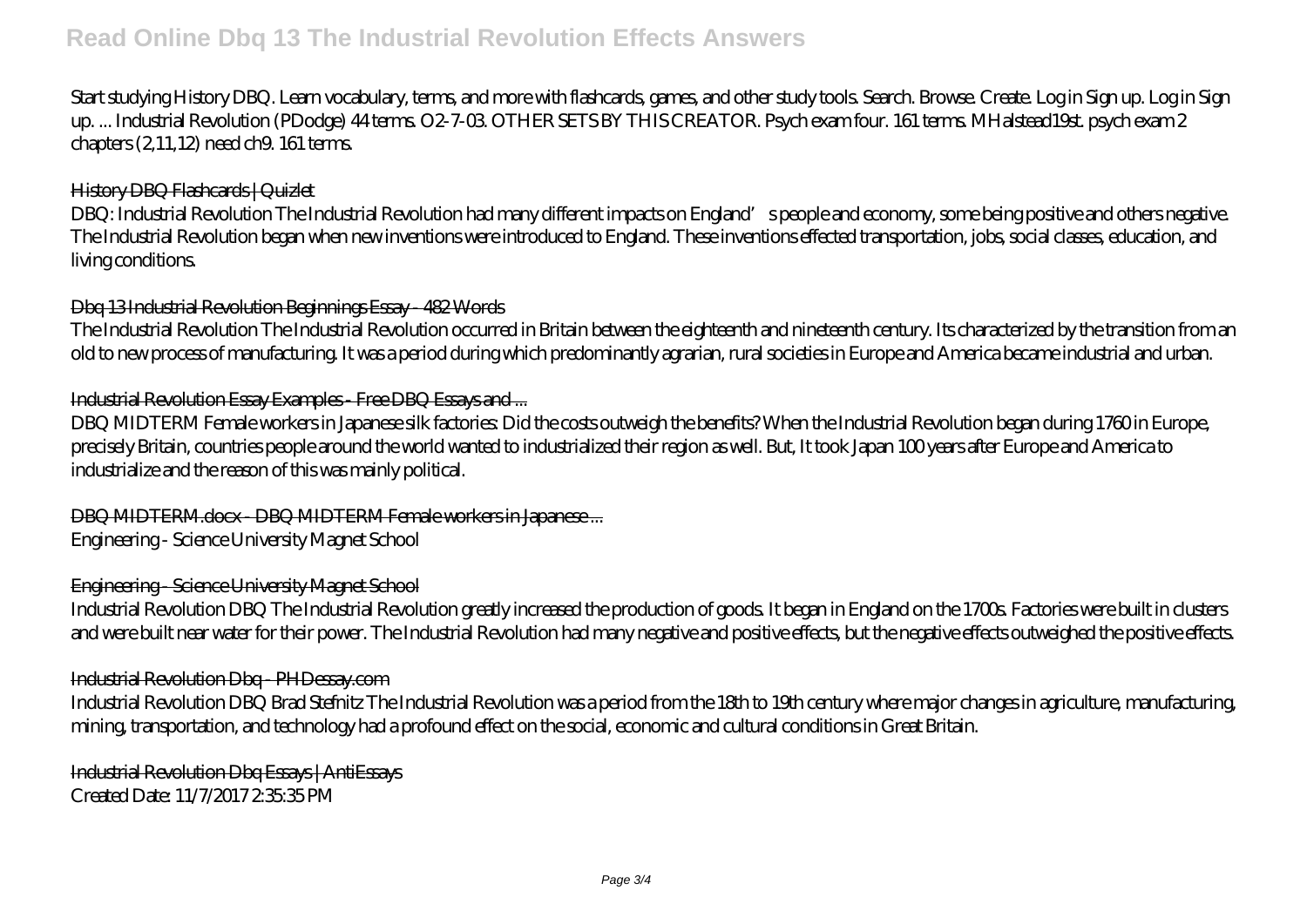Start studying History DBQ. Learn vocabulary, terms, and more with flashcards, games, and other study tools. Search. Browse. Create. Log in Sign up. Log in Sign up. ... Industrial Revolution (PDodge) 44 terms. O2-7-03. OTHER SETS BY THIS CREATOR. Psych exam four. 161 terms. MHalstead19st. psych exam 2 chapters (2,11,12) need ch9. 161 terms.

History DBQ Flashcards | Quizlet

DBQ: Industrial Revolution The Industrial Revolution had many different impacts on England' s people and economy, some being positive and others negative. The Industrial Revolution began when new inventions were introduced to England. These inventions effected transportation, jobs, social classes, education, and living conditions.

Dbq 13 Industrial Revolution Beginnings Essay - 482 Words

The Industrial Revolution The Industrial Revolution occurred in Britain between the eighteenth and nineteenth century. Its characterized by the transition from an old to new process of manufacturing. It was a period during which predominantly agrarian, rural societies in Europe and America became industrial and urban.

Industrial Revolution Essay Examples - Free DBQ Essays and ...

DBQ MIDTERM Female workers in Japanese silk factories: Did the costs outweigh the benefits? When the Industrial Revolution began during 1760 in Europe, precisely Britain, countries people around the world wanted to industrialized their region as well. But, It took Japan 100 years after Europe and America to industrialize and the reason of this was mainly political.

DBQ MIDTERM.docx - DBQ MIDTERM Female workers in Japanese ...

Engineering - Science University Magnet School

Engineering - Science University Magnet School

Industrial Revolution DBQ The Industrial Revolution greatly increased the production of goods. It began in England on the 1700s. Factories were built in clusters and were built near water for their power. The Industrial Revolution had many negative and positive effects, but the negative effects outweighed the positive effects.

Industrial Revolution Dbq - PHDessay.com

Industrial Revolution DBQ Brad Stefnitz The Industrial Revolution was a period from the 18th to 19th century where major changes in agriculture, manufacturing, mining, transportation, and technology had a profound effect on the social, economic and cultural conditions in Great Britain.

Industrial Revolution Dbq Essays | AntiEssays

Created Date: 11/7/2017 2:35:35 PM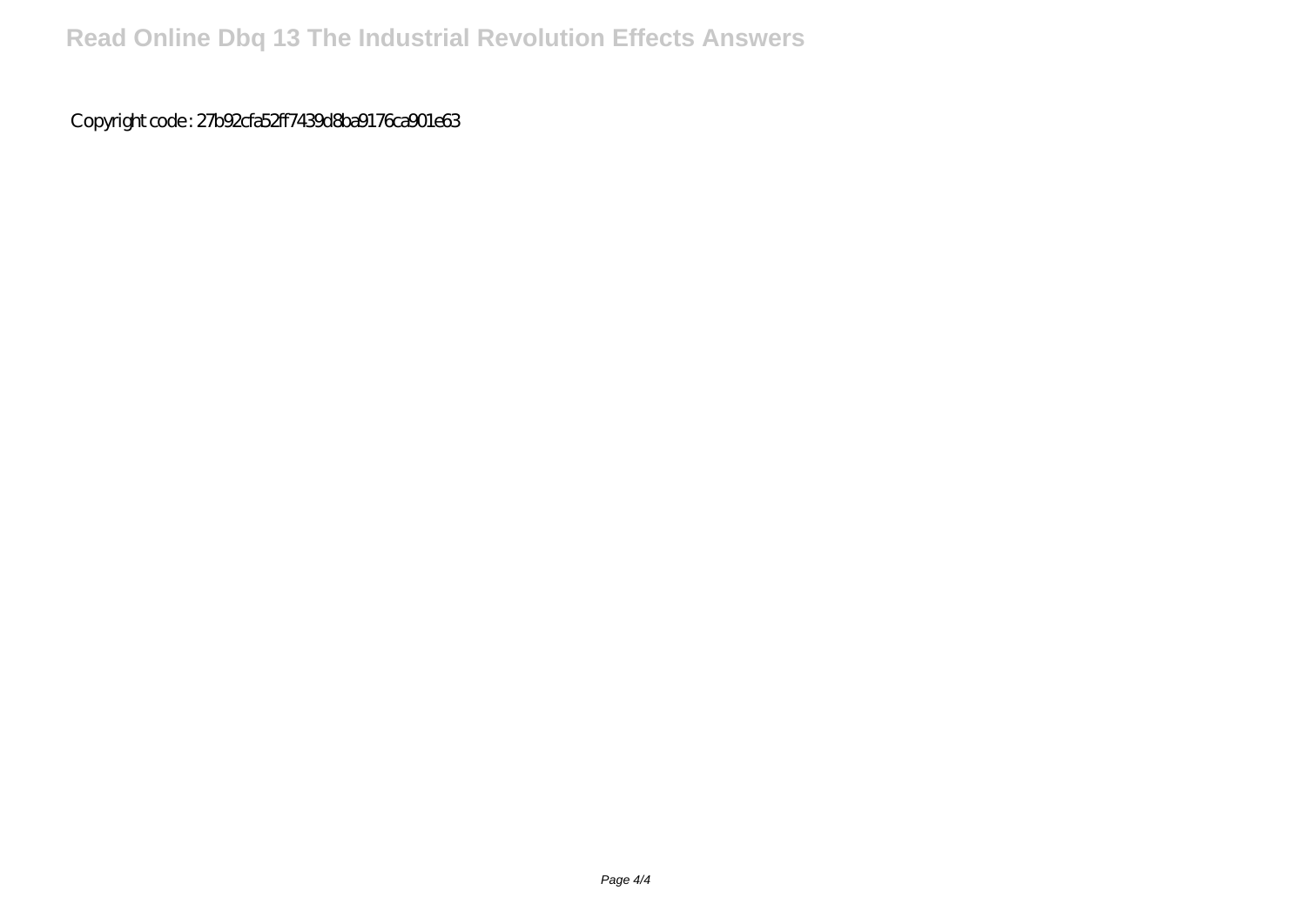Copyright code : 27b92cfa52ff7439d8ba9176ca901e63